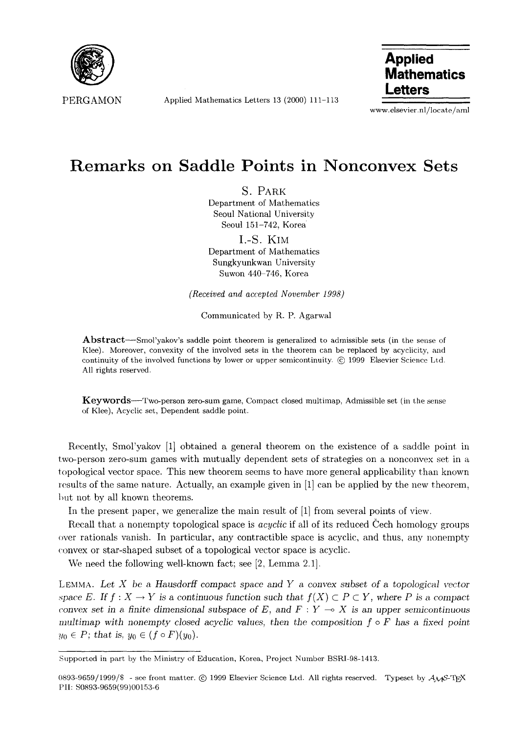# Remarks on Saddle Points in Nonconvex Sets

S. Park
Department of Mathematics
Seoul National University
Seoul 151-742, Korea

I.-S. Kim
Department of Mathematics
Sungkyunkwan University
Suwon 440-746, Korea

*(Received and accepted November 1998)*

Communicated by R. P. Agarwal

**Abstract**—Smol'yakov's saddle point theorem is generalized to admissible sets (in the sense of Klee). Moreover, convexity of the involved sets in the theorem can be replaced by acyclicity, and continuity of the involved functions by lower or upper semicontinuity. © 1999 Elsevier Science Ltd. All rights reserved.

**Keywords**—Two-person zero-sum game, Compact closed multimap, Admissible set (in the sense of Klee), Acyclic set, Dependent saddle point.

Recently, Smol'yakov [1] obtained a general theorem on the existence of a saddle point in two-person zero-sum games with mutually dependent sets of strategies on a nonconvex set in a topological vector space. This new theorem seems to have more general applicability than known results of the same nature. Actually, an example given in [1] can be applied by the new theorem, but not by all known theorems.

In the present paper, we generalize the main result of [1] from several points of view.

Recall that a nonempty topological space is *acyclic* if all of its reduced Čech homology groups over rationals vanish. In particular, any contractible space is acyclic, and thus, any nonempty convex or star-shaped subset of a topological vector space is acyclic.

We need the following well-known fact; see [2, Lemma 2.1].

Lemma. *Let $X$ be a Hausdorff compact space and $Y$ a convex subset of a topological vector space $E$. If $f : X \to Y$ is a continuous function such that $f(X) \subset P \subset Y$, where $P$ is a compact convex set in a finite dimensional subspace of $E$, and $F : Y \multimap X$ is an upper semicontinuous multimap with nonempty closed acyclic values, then the composition $f \circ F$ has a fixed point $y_0 \in P$; that is, $y_0 \in (f \circ F)(y_0)$.*

Supported in part by the Ministry of Education, Korea, Project Number BSRI-98-1413.

0893-9659/1999/$ - see front matter. © 1999 Elsevier Science Ltd. All rights reserved. Typeset by $\mathcal{A}_{\mathcal{M}}\mathcal{S}$-TEX
PII: S0893-9659(99)00153-6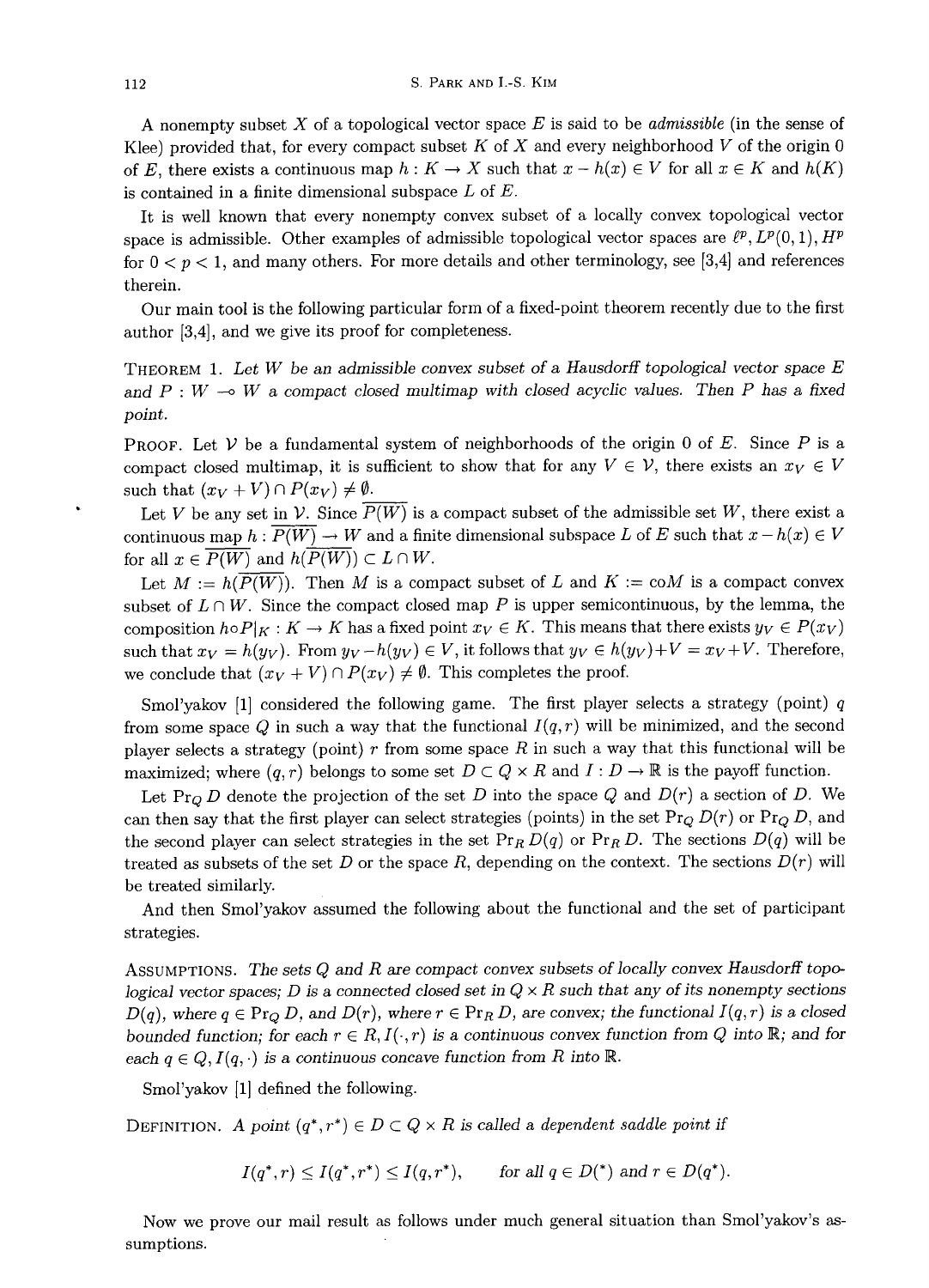A nonempty subset $X$ of a topological vector space $E$ is said to be *admissible* (in the sense of Klee) provided that, for every compact subset $K$ of $X$ and every neighborhood $V$ of the origin 0 of $E$, there exists a continuous map $h : K \to X$ such that $x - h(x) \in V$ for all $x \in K$ and $h(K)$ is contained in a finite dimensional subspace $L$ of $E$.

It is well known that every nonempty convex subset of a locally convex topological vector space is admissible. Other examples of admissible topological vector spaces are $\ell^p, L^p(0,1), H^p$ for $0 < p < 1$, and many others. For more details and other terminology, see [3,4] and references therein.

Our main tool is the following particular form of a fixed-point theorem recently due to the first author [3,4], and we give its proof for completeness.

THEOREM 1. *Let $W$ be an admissible convex subset of a Hausdorff topological vector space $E$ and $P : W \multimap W$ a compact closed multimap with closed acyclic values. Then $P$ has a fixed point.*

PROOF. Let $\mathcal{V}$ be a fundamental system of neighborhoods of the origin 0 of $E$. Since $P$ is a compact closed multimap, it is sufficient to show that for any $V \in \mathcal{V}$, there exists an $x_V \in V$ such that $(x_V + V) \cap P(x_V) \neq \emptyset$.

Let $V$ be any set in $\mathcal{V}$. Since $\overline{P(W)}$ is a compact subset of the admissible set $W$, there exist a continuous map $h : \overline{P(W)} \to W$ and a finite dimensional subspace $L$ of $E$ such that $x - h(x) \in V$ for all $x \in \overline{P(W)}$ and $h(\overline{P(W)}) \subset L \cap W$.

Let $M := h(\overline{P(W)})$. Then $M$ is a compact subset of $L$ and $K := \text{co}M$ is a compact convex subset of $L \cap W$. Since the compact closed map $P$ is upper semicontinuous, by the lemma, the composition $h \circ P|_K : K \to K$ has a fixed point $x_V \in K$. This means that there exists $y_V \in P(x_V)$ such that $x_V = h(y_V)$. From $y_V - h(y_V) \in V$, it follows that $y_V \in h(y_V) + V = x_V + V$. Therefore, we conclude that $(x_V + V) \cap P(x_V) \neq \emptyset$. This completes the proof.

Smol'yakov [1] considered the following game. The first player selects a strategy (point) $q$ from some space $Q$ in such a way that the functional $I(q,r)$ will be minimized, and the second player selects a strategy (point) $r$ from some space $R$ in such a way that this functional will be maximized; where $(q,r)$ belongs to some set $D \subset Q \times R$ and $I : D \to \mathbb{R}$ is the payoff function.

Let $\text{Pr}_Q D$ denote the projection of the set $D$ into the space $Q$ and $D(r)$ a section of $D$. We can then say that the first player can select strategies (points) in the set $\text{Pr}_Q D(r)$ or $\text{Pr}_Q D$, and the second player can select strategies in the set $\text{Pr}_R D(q)$ or $\text{Pr}_R D$. The sections $D(q)$ will be treated as subsets of the set $D$ or the space $R$, depending on the context. The sections $D(r)$ will be treated similarly.

And then Smol'yakov assumed the following about the functional and the set of participant strategies.

ASSUMPTIONS. *The sets $Q$ and $R$ are compact convex subsets of locally convex Hausdorff topological vector spaces; $D$ is a connected closed set in $Q \times R$ such that any of its nonempty sections $D(q)$, where $q \in \text{Pr}_Q D$, and $D(r)$, where $r \in \text{Pr}_R D$, are convex; the functional $I(q,r)$ is a closed bounded function; for each $r \in R, I(\cdot, r)$ is a continuous convex function from $Q$ into $\mathbb{R}$; and for each $q \in Q, I(q, \cdot)$ is a continuous concave function from $R$ into $\mathbb{R}$.*

Smol'yakov [1] defined the following.

DEFINITION. *A point $(q^*, r^*) \in D \subset Q \times R$ is called a dependent saddle point if*

$$I(q^*, r) \leq I(q^*, r^*) \leq I(q, r^*), \qquad \text{for all } q \in D(^*) \text{ and } r \in D(q^*).$$

Now we prove our mail result as follows under much general situation than Smol'yakov's assumptions.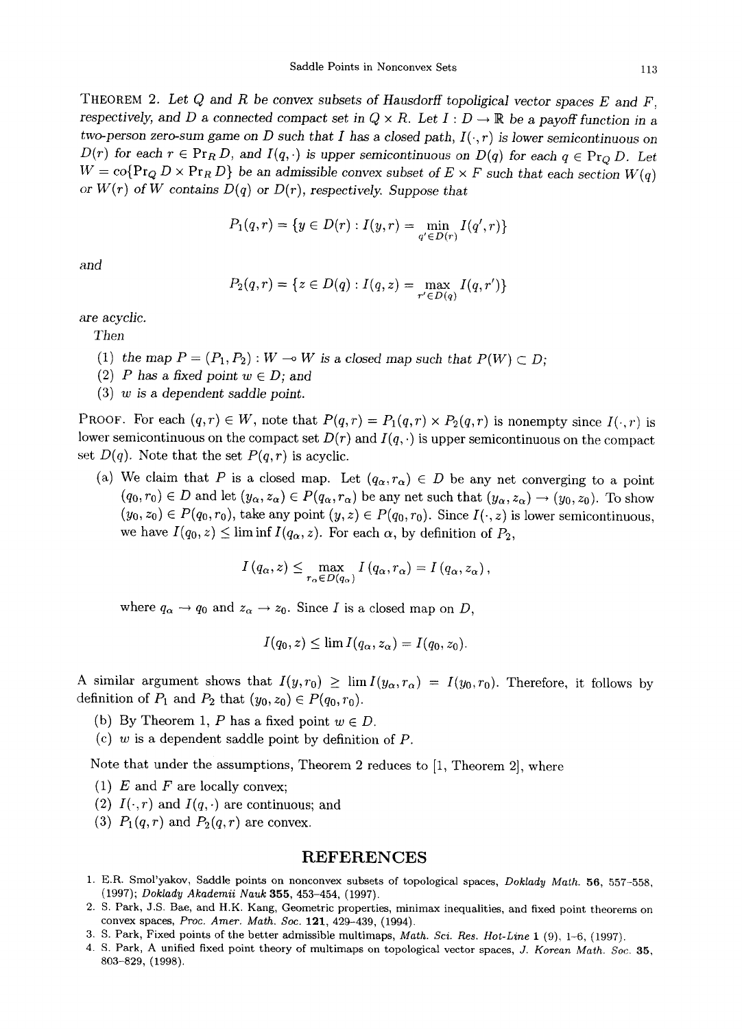THEOREM 2. *Let $Q$ and $R$ be convex subsets of Hausdorff topoligical vector spaces $E$ and $F$, respectively, and $D$ a connected compact set in $Q \times R$. Let $I : D \to \mathbb{R}$ be a payoff function in a two-person zero-sum game on $D$ such that $I$ has a closed path, $I(\cdot, r)$ is lower semicontinuous on $D(r)$ for each $r \in \Pr_R D$, and $I(q, \cdot)$ is upper semicontinuous on $D(q)$ for each $q \in \Pr_Q D$. Let $W = \text{co}\{\Pr_Q D \times \Pr_R D\}$ be an admissible convex subset of $E \times F$ such that each section $W(q)$ or $W(r)$ of $W$ contains $D(q)$ or $D(r)$, respectively. Suppose that*

$$P_1(q, r) = \{y \in D(r) : I(y, r) = \min_{q' \in D(r)} I(q', r)\}$$

*and*

$$P_2(q, r) = \{z \in D(q) : I(q, z) = \max_{r' \in D(q)} I(q, r')\}$$

*are acyclic.*

*Then*

(1) *the map $P = (P_1, P_2) : W \multimap W$ is a closed map such that $P(W) \subset D$;*
(2) *$P$ has a fixed point $w \in D$; and*
(3) *$w$ is a dependent saddle point.*

PROOF. For each $(q, r) \in W$, note that $P(q, r) = P_1(q, r) \times P_2(q, r)$ is nonempty since $I(\cdot, r)$ is lower semicontinuous on the compact set $D(r)$ and $I(q, \cdot)$ is upper semicontinuous on the compact set $D(q)$. Note that the set $P(q, r)$ is acyclic.

(a) We claim that $P$ is a closed map. Let $(q_\alpha, r_\alpha) \in D$ be any net converging to a point $(q_0, r_0) \in D$ and let $(y_\alpha, z_\alpha) \in P(q_\alpha, r_\alpha)$ be any net such that $(y_\alpha, z_\alpha) \to (y_0, z_0)$. To show $(y_0, z_0) \in P(q_0, r_0)$, take any point $(y, z) \in P(q_0, r_0)$. Since $I(\cdot, z)$ is lower semicontinuous, we have $I(q_0, z) \le \liminf I(q_\alpha, z)$. For each $\alpha$, by definition of $P_2$,

$$I(q_\alpha, z) \le \max_{r_\alpha \in D(q_\alpha)} I(q_\alpha, r_\alpha) = I(q_\alpha, z_\alpha),$$

where $q_\alpha \to q_0$ and $z_\alpha \to z_0$. Since $I$ is a closed map on $D$,

$$I(q_0, z) \le \lim I(q_\alpha, z_\alpha) = I(q_0, z_0).$$

A similar argument shows that $I(y, r_0) \ge \lim I(y_\alpha, r_\alpha) = I(y_0, r_0)$. Therefore, it follows by definition of $P_1$ and $P_2$ that $(y_0, z_0) \in P(q_0, r_0)$.

(b) By Theorem 1, $P$ has a fixed point $w \in D$.

(c) $w$ is a dependent saddle point by definition of $P$.

Note that under the assumptions, Theorem 2 reduces to [1, Theorem 2], where

(1) $E$ and $F$ are locally convex;
(2) $I(\cdot, r)$ and $I(q, \cdot)$ are continuous; and
(3) $P_1(q, r)$ and $P_2(q, r)$ are convex.

## REFERENCES

1. E.R. Smol'yakov, Saddle points on nonconvex subsets of topological spaces, *Doklady Math.* **56**, 557–558, (1997); *Doklady Akademii Nauk* **355**, 453–454, (1997).
2. S. Park, J.S. Bae, and H.K. Kang, Geometric properties, minimax inequalities, and fixed point theorems on convex spaces, *Proc. Amer. Math. Soc.* **121**, 429–439, (1994).
3. S. Park, Fixed points of the better admissible multimaps, *Math. Sci. Res. Hot-Line* **1** (9), 1–6, (1997).
4. S. Park, A unified fixed point theory of multimaps on topological vector spaces, *J. Korean Math. Soc.* **35**, 803–829, (1998).